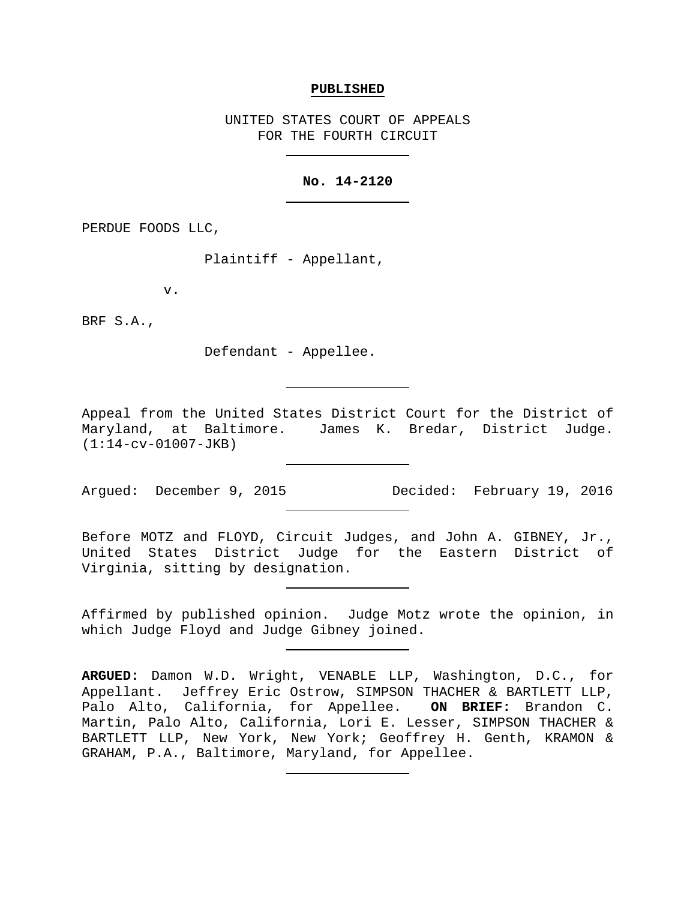**PUBLISHED**

UNITED STATES COURT OF APPEALS
FOR THE FOURTH CIRCUIT

---

**No. 14-2120**

---

PERDUE FOODS LLC,

Plaintiff - Appellant,

v.

BRF S.A.,

Defendant - Appellee.

---

Appeal from the United States District Court for the District of Maryland, at Baltimore. James K. Bredar, District Judge. (1:14-cv-01007-JKB)

---

Argued: December 9, 2015 Decided: February 19, 2016

---

Before MOTZ and FLOYD, Circuit Judges, and John A. GIBNEY, Jr., United States District Judge for the Eastern District of Virginia, sitting by designation.

---

Affirmed by published opinion. Judge Motz wrote the opinion, in which Judge Floyd and Judge Gibney joined.

---

**ARGUED:** Damon W.D. Wright, VENABLE LLP, Washington, D.C., for Appellant. Jeffrey Eric Ostrow, SIMPSON THACHER & BARTLETT LLP, Palo Alto, California, for Appellee. **ON BRIEF:** Brandon C. Martin, Palo Alto, California, Lori E. Lesser, SIMPSON THACHER & BARTLETT LLP, New York, New York; Geoffrey H. Genth, KRAMON & GRAHAM, P.A., Baltimore, Maryland, for Appellee.

---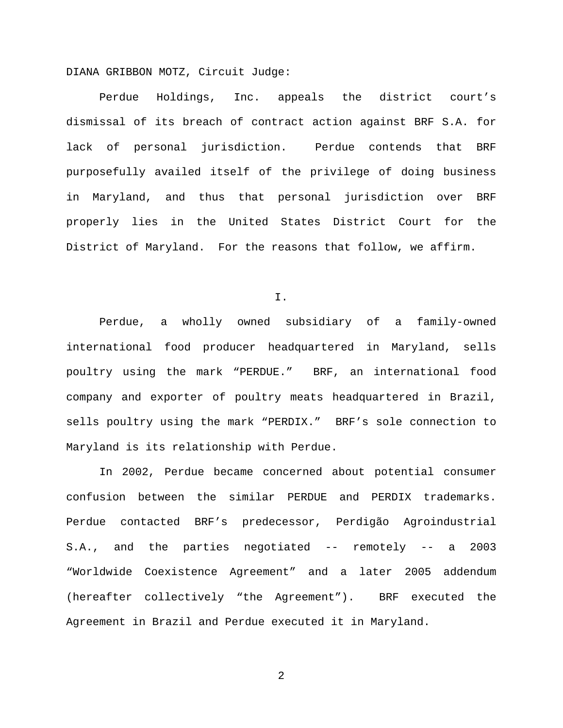DIANA GRIBBON MOTZ, Circuit Judge:

Perdue Holdings, Inc. appeals the district court's dismissal of its breach of contract action against BRF S.A. for lack of personal jurisdiction. Perdue contends that BRF purposefully availed itself of the privilege of doing business in Maryland, and thus that personal jurisdiction over BRF properly lies in the United States District Court for the District of Maryland. For the reasons that follow, we affirm.

I.

Perdue, a wholly owned subsidiary of a family-owned international food producer headquartered in Maryland, sells poultry using the mark "PERDUE." BRF, an international food company and exporter of poultry meats headquartered in Brazil, sells poultry using the mark "PERDIX." BRF's sole connection to Maryland is its relationship with Perdue.

In 2002, Perdue became concerned about potential consumer confusion between the similar PERDUE and PERDIX trademarks. Perdue contacted BRF's predecessor, Perdigão Agroindustrial S.A., and the parties negotiated -- remotely -- a 2003 "Worldwide Coexistence Agreement" and a later 2005 addendum (hereafter collectively "the Agreement"). BRF executed the Agreement in Brazil and Perdue executed it in Maryland.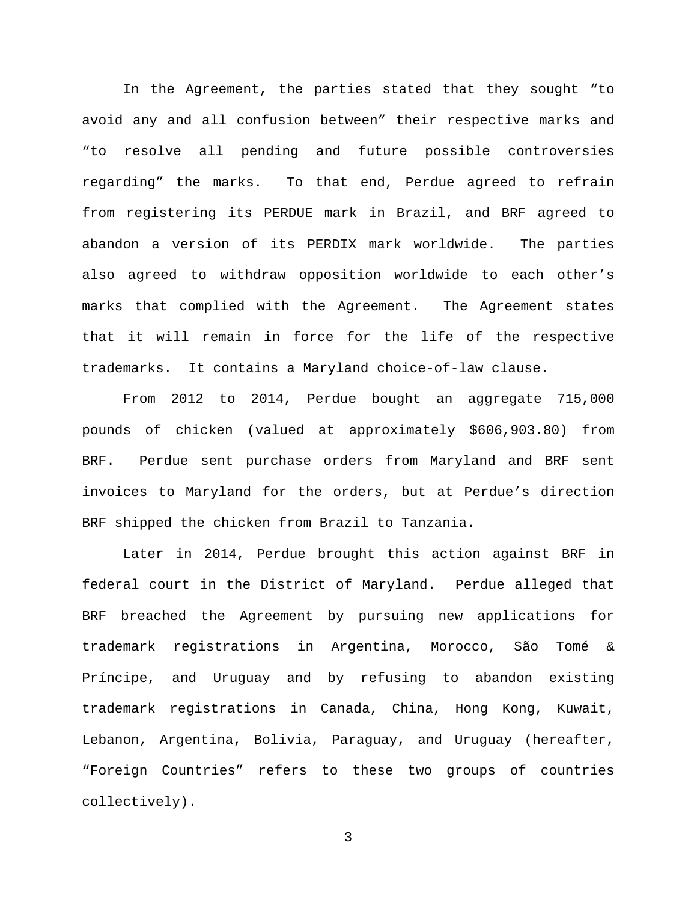In the Agreement, the parties stated that they sought "to avoid any and all confusion between" their respective marks and "to resolve all pending and future possible controversies regarding" the marks. To that end, Perdue agreed to refrain from registering its PERDUE mark in Brazil, and BRF agreed to abandon a version of its PERDIX mark worldwide. The parties also agreed to withdraw opposition worldwide to each other's marks that complied with the Agreement. The Agreement states that it will remain in force for the life of the respective trademarks. It contains a Maryland choice-of-law clause.

From 2012 to 2014, Perdue bought an aggregate 715,000 pounds of chicken (valued at approximately $606,903.80) from BRF. Perdue sent purchase orders from Maryland and BRF sent invoices to Maryland for the orders, but at Perdue's direction BRF shipped the chicken from Brazil to Tanzania.

Later in 2014, Perdue brought this action against BRF in federal court in the District of Maryland. Perdue alleged that BRF breached the Agreement by pursuing new applications for trademark registrations in Argentina, Morocco, São Tomé & Príncipe, and Uruguay and by refusing to abandon existing trademark registrations in Canada, China, Hong Kong, Kuwait, Lebanon, Argentina, Bolivia, Paraguay, and Uruguay (hereafter, "Foreign Countries" refers to these two groups of countries collectively).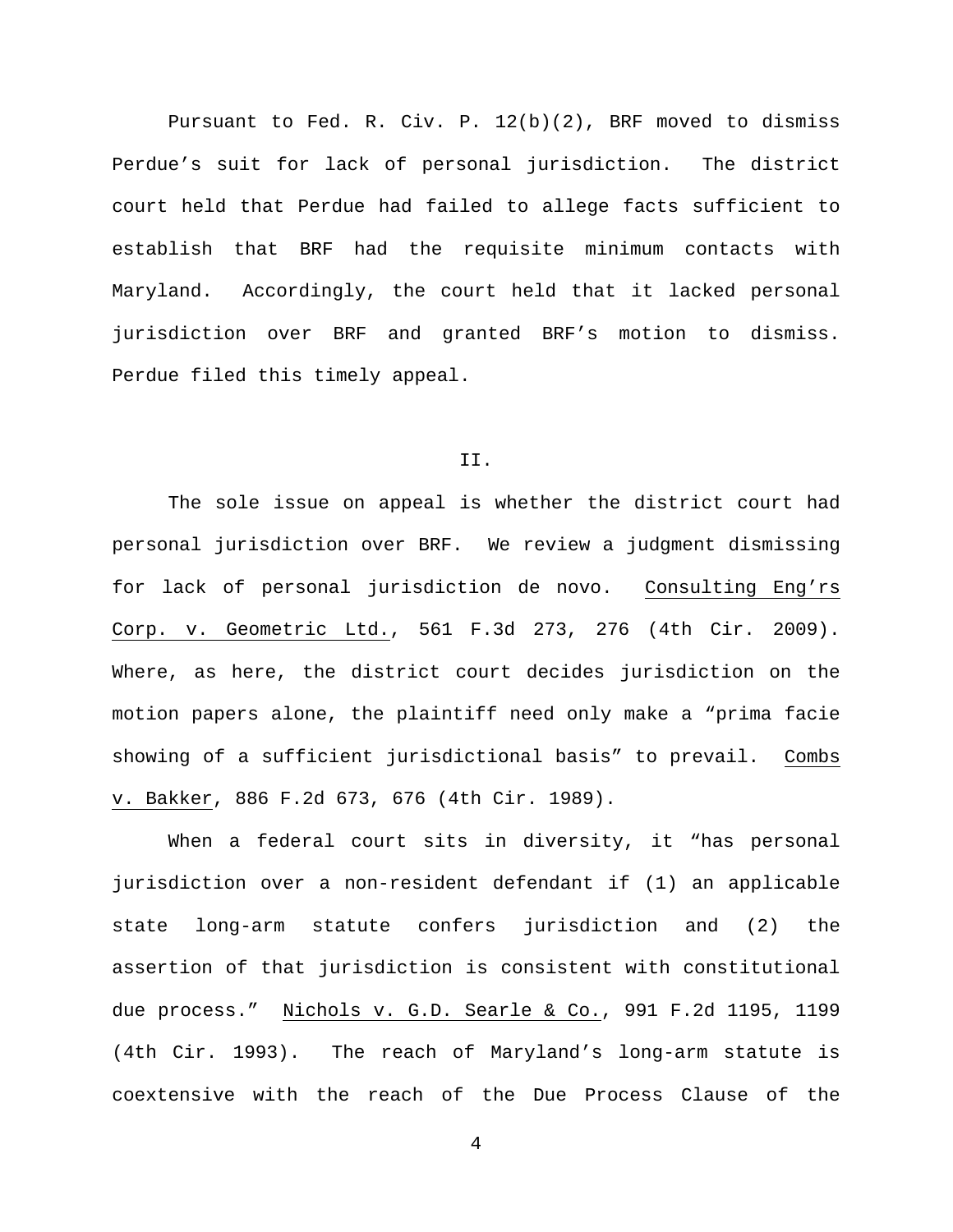Pursuant to Fed. R. Civ. P. 12(b)(2), BRF moved to dismiss Perdue's suit for lack of personal jurisdiction. The district court held that Perdue had failed to allege facts sufficient to establish that BRF had the requisite minimum contacts with Maryland. Accordingly, the court held that it lacked personal jurisdiction over BRF and granted BRF's motion to dismiss. Perdue filed this timely appeal.

## II.

The sole issue on appeal is whether the district court had personal jurisdiction over BRF. We review a judgment dismissing for lack of personal jurisdiction de novo. Consulting Eng'rs Corp. v. Geometric Ltd., 561 F.3d 273, 276 (4th Cir. 2009). Where, as here, the district court decides jurisdiction on the motion papers alone, the plaintiff need only make a "prima facie showing of a sufficient jurisdictional basis" to prevail. Combs v. Bakker, 886 F.2d 673, 676 (4th Cir. 1989).

When a federal court sits in diversity, it "has personal jurisdiction over a non-resident defendant if (1) an applicable state long-arm statute confers jurisdiction and (2) the assertion of that jurisdiction is consistent with constitutional due process." Nichols v. G.D. Searle & Co., 991 F.2d 1195, 1199 (4th Cir. 1993). The reach of Maryland's long-arm statute is coextensive with the reach of the Due Process Clause of the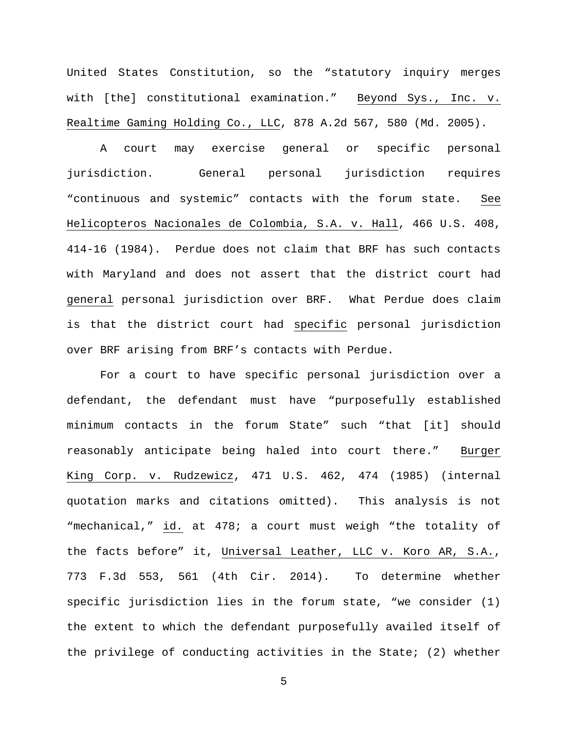United States Constitution, so the "statutory inquiry merges with [the] constitutional examination." Beyond Sys., Inc. v. Realtime Gaming Holding Co., LLC, 878 A.2d 567, 580 (Md. 2005).

A court may exercise general or specific personal jurisdiction. General personal jurisdiction requires "continuous and systemic" contacts with the forum state. See Helicopteros Nacionales de Colombia, S.A. v. Hall, 466 U.S. 408, 414-16 (1984). Perdue does not claim that BRF has such contacts with Maryland and does not assert that the district court had general personal jurisdiction over BRF. What Perdue does claim is that the district court had specific personal jurisdiction over BRF arising from BRF's contacts with Perdue.

For a court to have specific personal jurisdiction over a defendant, the defendant must have "purposefully established minimum contacts in the forum State" such "that [it] should reasonably anticipate being haled into court there." Burger King Corp. v. Rudzewicz, 471 U.S. 462, 474 (1985) (internal quotation marks and citations omitted). This analysis is not "mechanical," id. at 478; a court must weigh "the totality of the facts before" it, Universal Leather, LLC v. Koro AR, S.A., 773 F.3d 553, 561 (4th Cir. 2014). To determine whether specific jurisdiction lies in the forum state, "we consider (1) the extent to which the defendant purposefully availed itself of the privilege of conducting activities in the State; (2) whether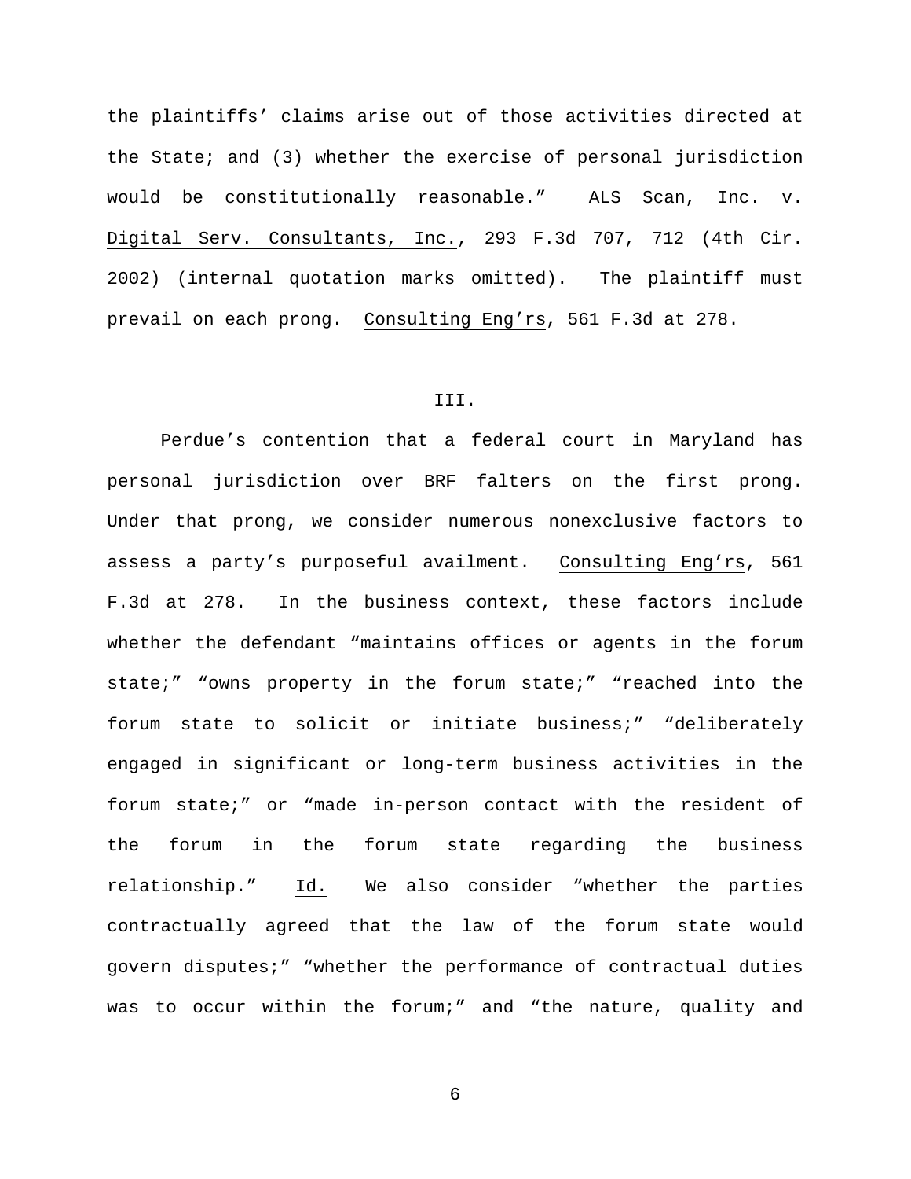the plaintiffs' claims arise out of those activities directed at the State; and (3) whether the exercise of personal jurisdiction would be constitutionally reasonable." ALS Scan, Inc. v. Digital Serv. Consultants, Inc., 293 F.3d 707, 712 (4th Cir. 2002) (internal quotation marks omitted). The plaintiff must prevail on each prong. Consulting Eng'rs, 561 F.3d at 278.

## III.

Perdue's contention that a federal court in Maryland has personal jurisdiction over BRF falters on the first prong. Under that prong, we consider numerous nonexclusive factors to assess a party's purposeful availment. Consulting Eng'rs, 561 F.3d at 278. In the business context, these factors include whether the defendant "maintains offices or agents in the forum state;" "owns property in the forum state;" "reached into the forum state to solicit or initiate business;" "deliberately engaged in significant or long-term business activities in the forum state;" or "made in-person contact with the resident of the forum in the forum state regarding the business relationship." Id. We also consider "whether the parties contractually agreed that the law of the forum state would govern disputes;" "whether the performance of contractual duties was to occur within the forum;" and "the nature, quality and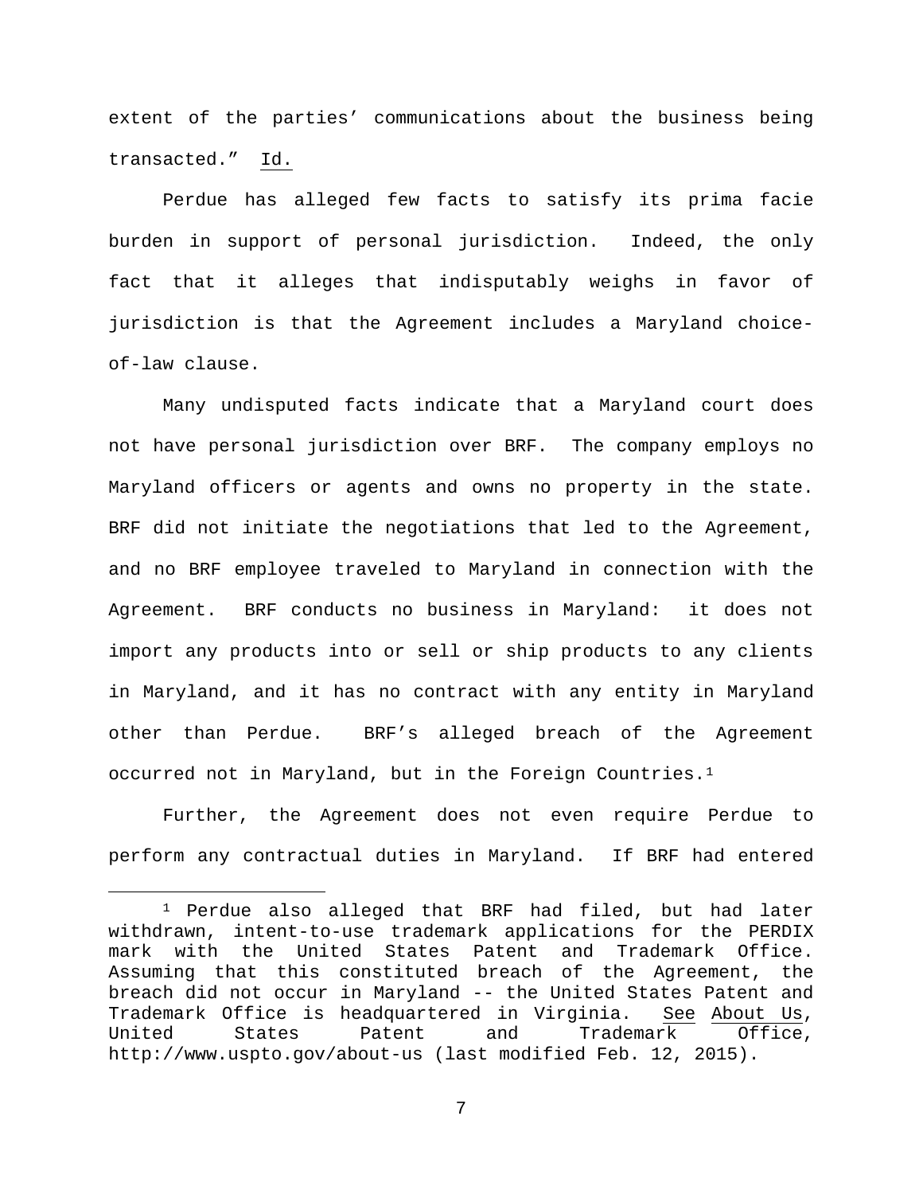extent of the parties' communications about the business being transacted." Id.

Perdue has alleged few facts to satisfy its prima facie burden in support of personal jurisdiction. Indeed, the only fact that it alleges that indisputably weighs in favor of jurisdiction is that the Agreement includes a Maryland choice-of-law clause.

Many undisputed facts indicate that a Maryland court does not have personal jurisdiction over BRF. The company employs no Maryland officers or agents and owns no property in the state. BRF did not initiate the negotiations that led to the Agreement, and no BRF employee traveled to Maryland in connection with the Agreement. BRF conducts no business in Maryland: it does not import any products into or sell or ship products to any clients in Maryland, and it has no contract with any entity in Maryland other than Perdue. BRF's alleged breach of the Agreement occurred not in Maryland, but in the Foreign Countries.[1]

Further, the Agreement does not even require Perdue to perform any contractual duties in Maryland. If BRF had entered

---

[1] Perdue also alleged that BRF had filed, but had later withdrawn, intent-to-use trademark applications for the PERDIX mark with the United States Patent and Trademark Office. Assuming that this constituted breach of the Agreement, the breach did not occur in Maryland -- the United States Patent and Trademark Office is headquartered in Virginia. See About Us, United States Patent and Trademark Office, http://www.uspto.gov/about-us (last modified Feb. 12, 2015).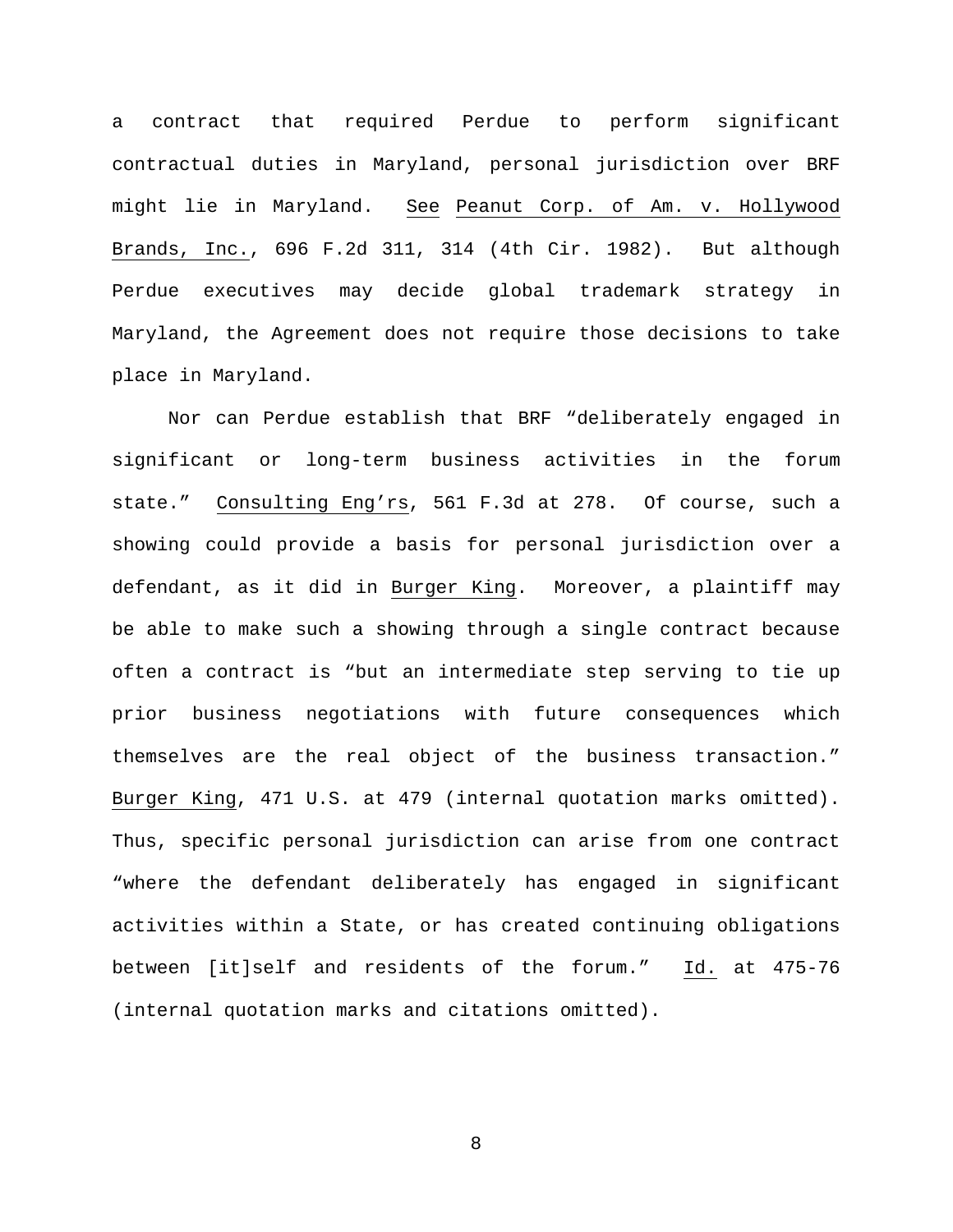a contract that required Perdue to perform significant contractual duties in Maryland, personal jurisdiction over BRF might lie in Maryland. See Peanut Corp. of Am. v. Hollywood Brands, Inc., 696 F.2d 311, 314 (4th Cir. 1982). But although Perdue executives may decide global trademark strategy in Maryland, the Agreement does not require those decisions to take place in Maryland.

Nor can Perdue establish that BRF "deliberately engaged in significant or long-term business activities in the forum state." Consulting Eng'rs, 561 F.3d at 278. Of course, such a showing could provide a basis for personal jurisdiction over a defendant, as it did in Burger King. Moreover, a plaintiff may be able to make such a showing through a single contract because often a contract is "but an intermediate step serving to tie up prior business negotiations with future consequences which themselves are the real object of the business transaction." Burger King, 471 U.S. at 479 (internal quotation marks omitted). Thus, specific personal jurisdiction can arise from one contract "where the defendant deliberately has engaged in significant activities within a State, or has created continuing obligations between [it]self and residents of the forum." Id. at 475-76 (internal quotation marks and citations omitted).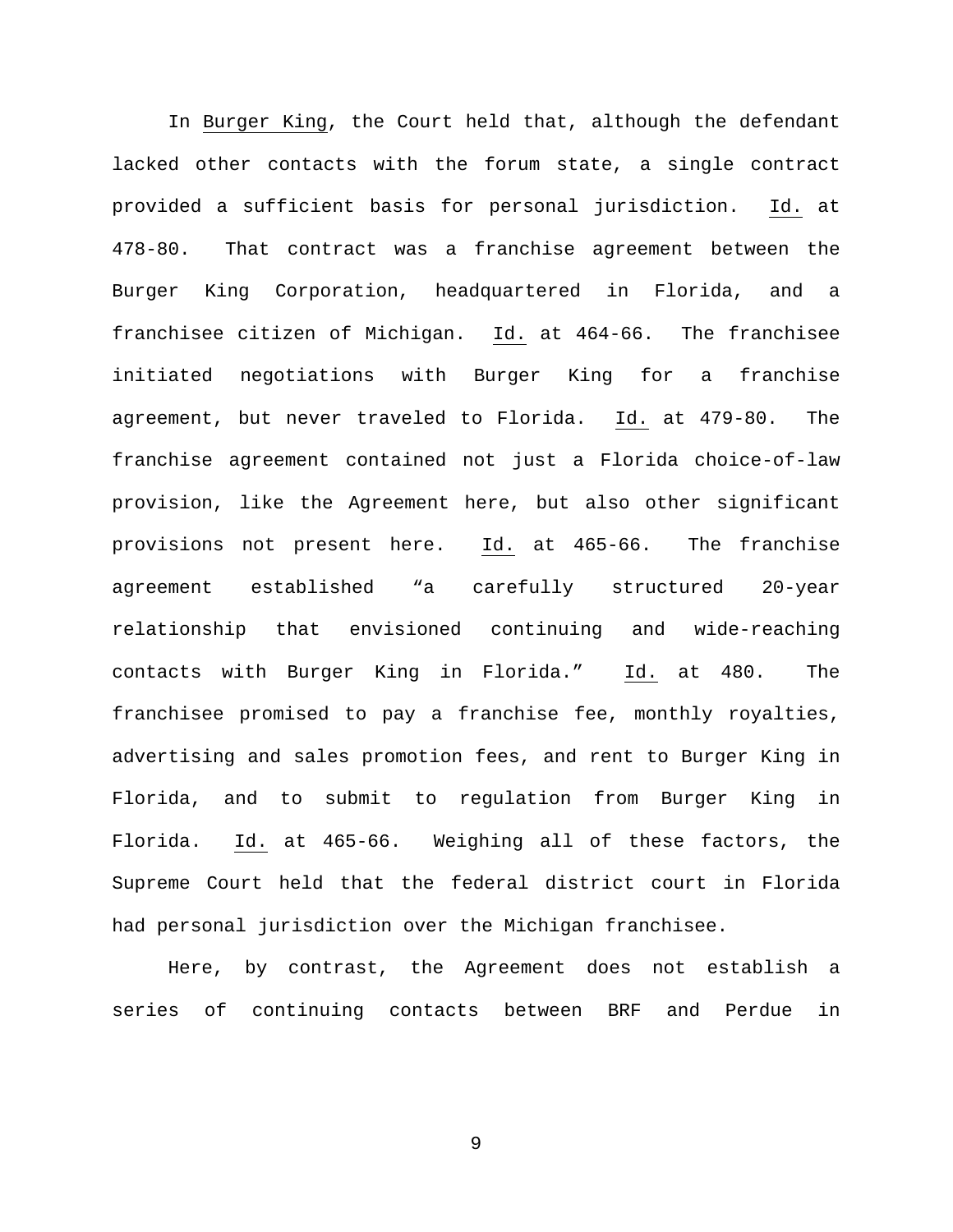In Burger King, the Court held that, although the defendant lacked other contacts with the forum state, a single contract provided a sufficient basis for personal jurisdiction. Id. at 478-80. That contract was a franchise agreement between the Burger King Corporation, headquartered in Florida, and a franchisee citizen of Michigan. Id. at 464-66. The franchisee initiated negotiations with Burger King for a franchise agreement, but never traveled to Florida. Id. at 479-80. The franchise agreement contained not just a Florida choice-of-law provision, like the Agreement here, but also other significant provisions not present here. Id. at 465-66. The franchise agreement established "a carefully structured 20-year relationship that envisioned continuing and wide-reaching contacts with Burger King in Florida." Id. at 480. The franchisee promised to pay a franchise fee, monthly royalties, advertising and sales promotion fees, and rent to Burger King in Florida, and to submit to regulation from Burger King in Florida. Id. at 465-66. Weighing all of these factors, the Supreme Court held that the federal district court in Florida had personal jurisdiction over the Michigan franchisee.

Here, by contrast, the Agreement does not establish a series of continuing contacts between BRF and Perdue in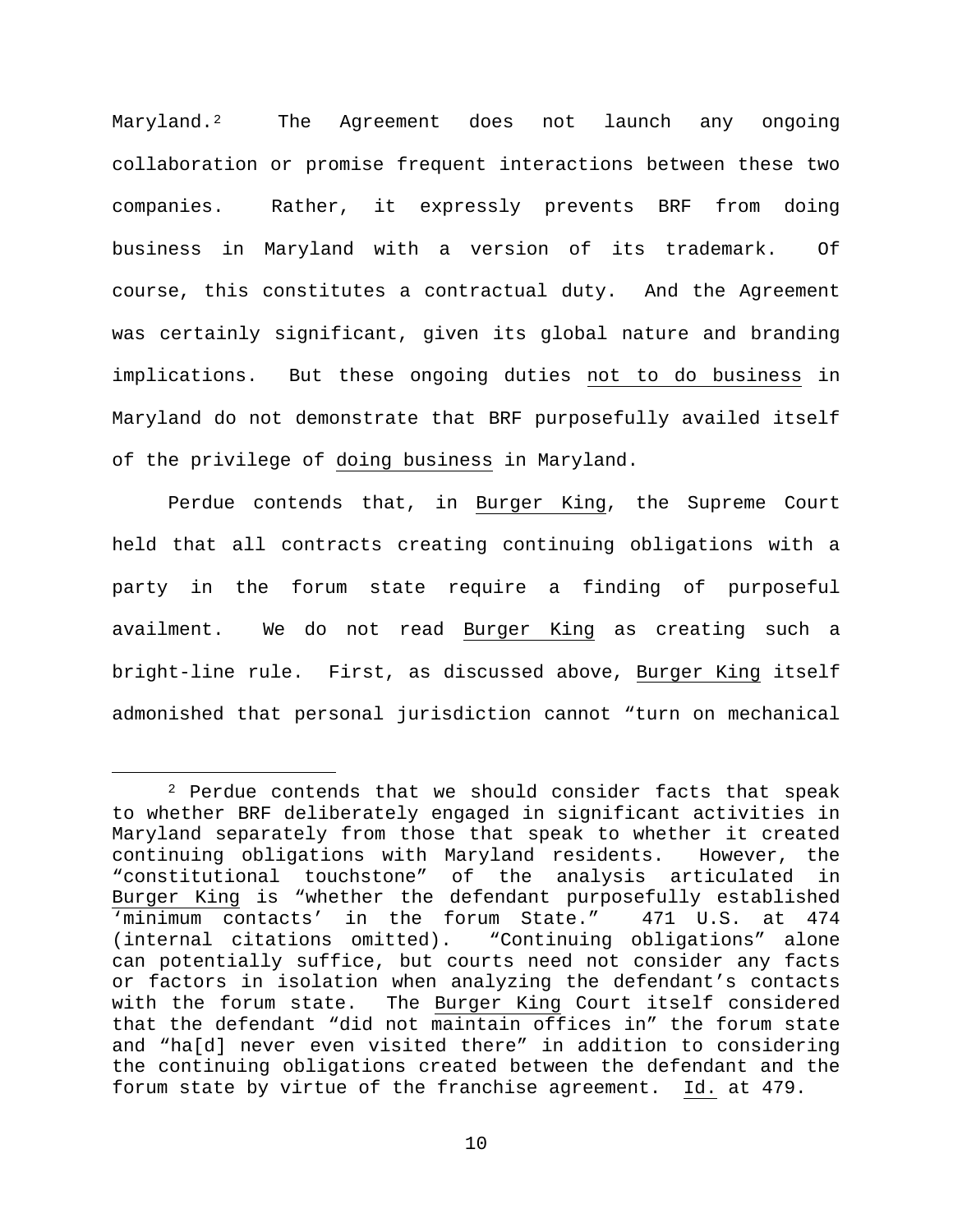Maryland.[2] The Agreement does not launch any ongoing collaboration or promise frequent interactions between these two companies. Rather, it expressly prevents BRF from doing business in Maryland with a version of its trademark. Of course, this constitutes a contractual duty. And the Agreement was certainly significant, given its global nature and branding implications. But these ongoing duties <u>not to do business</u> in Maryland do not demonstrate that BRF purposefully availed itself of the privilege of <u>doing business</u> in Maryland.

Perdue contends that, in <u>Burger King</u>, the Supreme Court held that all contracts creating continuing obligations with a party in the forum state require a finding of purposeful availment. We do not read <u>Burger King</u> as creating such a bright-line rule. First, as discussed above, <u>Burger King</u> itself admonished that personal jurisdiction cannot "turn on mechanical

---

[2] Perdue contends that we should consider facts that speak to whether BRF deliberately engaged in significant activities in Maryland separately from those that speak to whether it created continuing obligations with Maryland residents. However, the "constitutional touchstone" of the analysis articulated in <u>Burger King</u> is "whether the defendant purposefully established 'minimum contacts' in the forum State." 471 U.S. at 474 (internal citations omitted). "Continuing obligations" alone can potentially suffice, but courts need not consider any facts or factors in isolation when analyzing the defendant's contacts with the forum state. The <u>Burger King</u> Court itself considered that the defendant "did not maintain offices in" the forum state and "ha[d] never even visited there" in addition to considering the continuing obligations created between the defendant and the forum state by virtue of the franchise agreement. <u>Id.</u> at 479.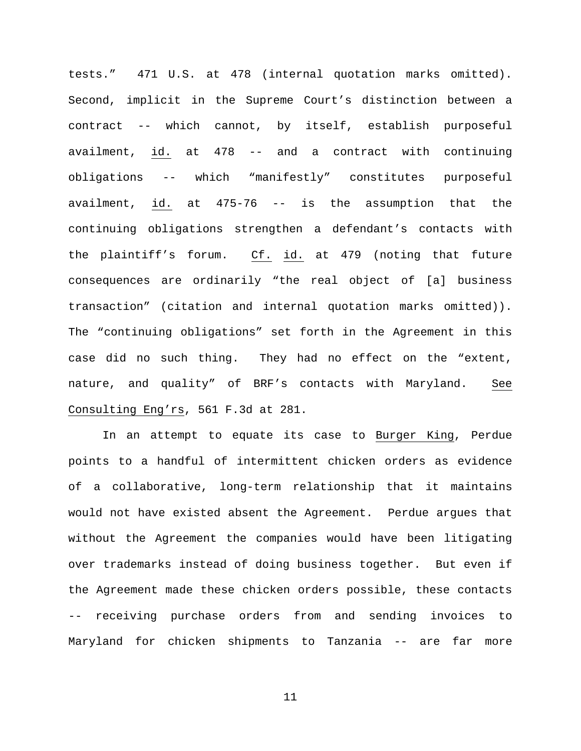tests." 471 U.S. at 478 (internal quotation marks omitted). Second, implicit in the Supreme Court's distinction between a contract -- which cannot, by itself, establish purposeful availment, id. at 478 -- and a contract with continuing obligations -- which "manifestly" constitutes purposeful availment, id. at 475-76 -- is the assumption that the continuing obligations strengthen a defendant's contacts with the plaintiff's forum. Cf. id. at 479 (noting that future consequences are ordinarily "the real object of [a] business transaction" (citation and internal quotation marks omitted)). The "continuing obligations" set forth in the Agreement in this case did no such thing. They had no effect on the "extent, nature, and quality" of BRF's contacts with Maryland. See Consulting Eng'rs, 561 F.3d at 281.

In an attempt to equate its case to Burger King, Perdue points to a handful of intermittent chicken orders as evidence of a collaborative, long-term relationship that it maintains would not have existed absent the Agreement. Perdue argues that without the Agreement the companies would have been litigating over trademarks instead of doing business together. But even if the Agreement made these chicken orders possible, these contacts -- receiving purchase orders from and sending invoices to Maryland for chicken shipments to Tanzania -- are far more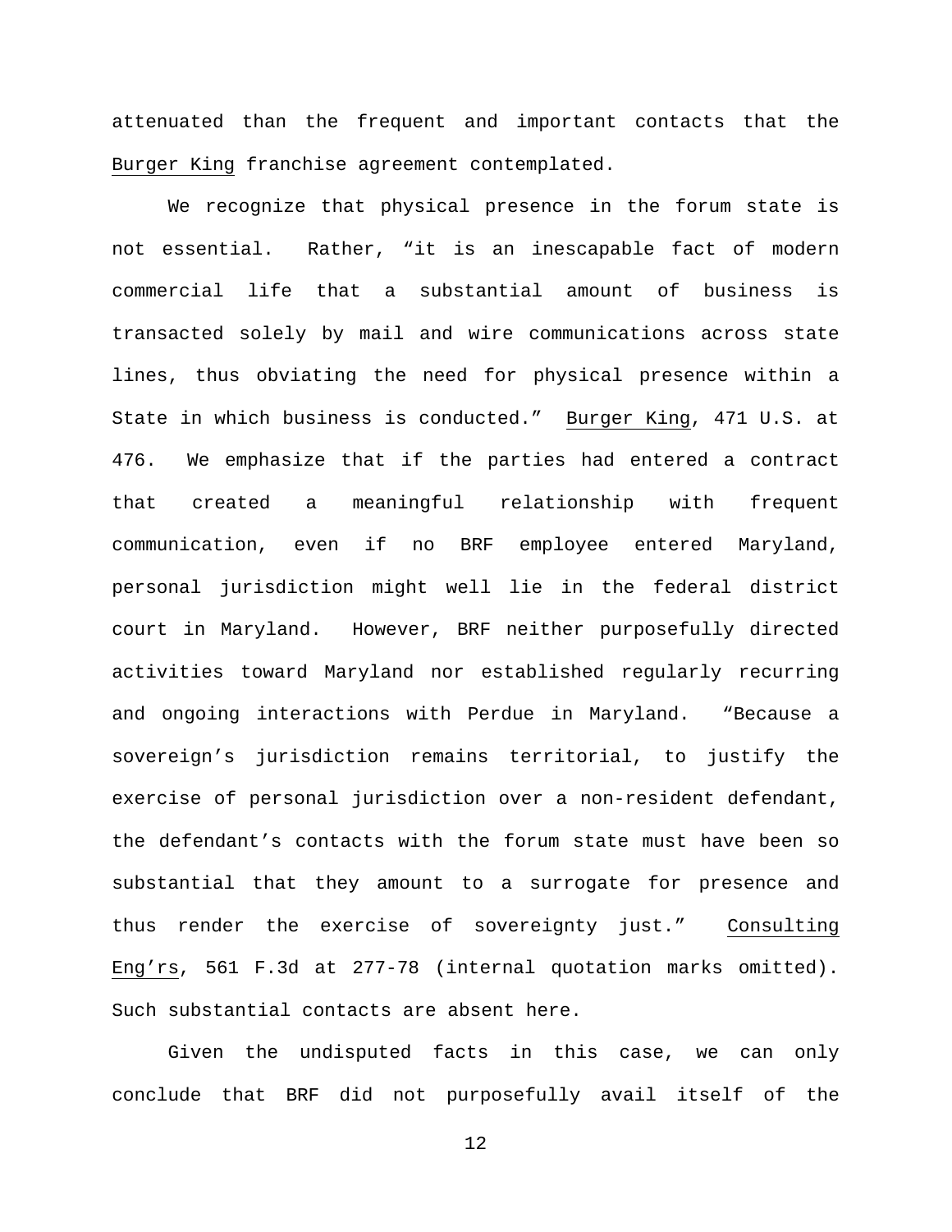attenuated than the frequent and important contacts that the Burger King franchise agreement contemplated.

We recognize that physical presence in the forum state is not essential. Rather, "it is an inescapable fact of modern commercial life that a substantial amount of business is transacted solely by mail and wire communications across state lines, thus obviating the need for physical presence within a State in which business is conducted." Burger King, 471 U.S. at 476. We emphasize that if the parties had entered a contract that created a meaningful relationship with frequent communication, even if no BRF employee entered Maryland, personal jurisdiction might well lie in the federal district court in Maryland. However, BRF neither purposefully directed activities toward Maryland nor established regularly recurring and ongoing interactions with Perdue in Maryland. "Because a sovereign's jurisdiction remains territorial, to justify the exercise of personal jurisdiction over a non-resident defendant, the defendant's contacts with the forum state must have been so substantial that they amount to a surrogate for presence and thus render the exercise of sovereignty just." Consulting Eng'rs, 561 F.3d at 277-78 (internal quotation marks omitted). Such substantial contacts are absent here.

Given the undisputed facts in this case, we can only conclude that BRF did not purposefully avail itself of the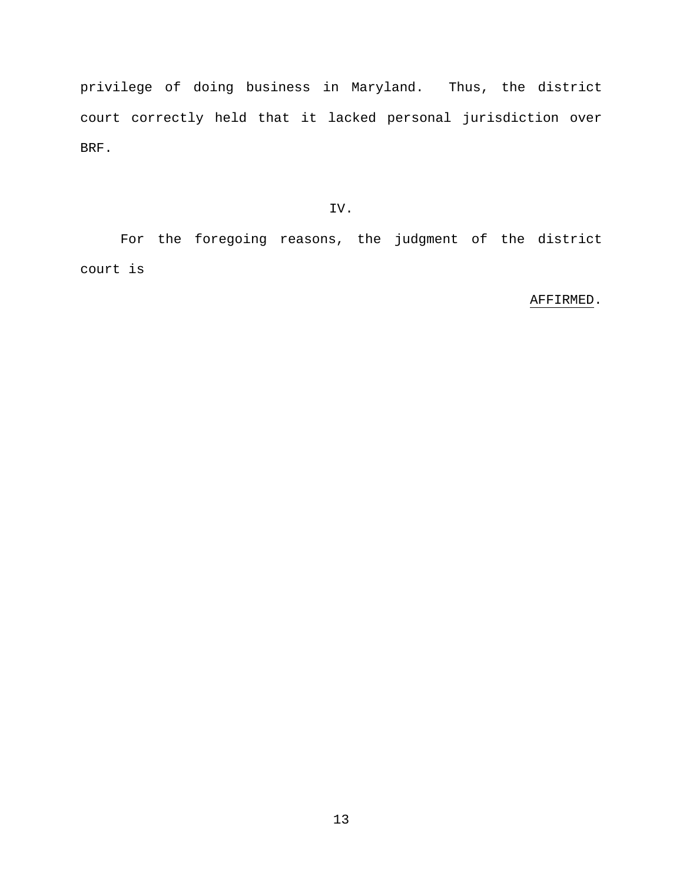privilege of doing business in Maryland. Thus, the district court correctly held that it lacked personal jurisdiction over BRF.

IV.

For the foregoing reasons, the judgment of the district court is

AFFIRMED.